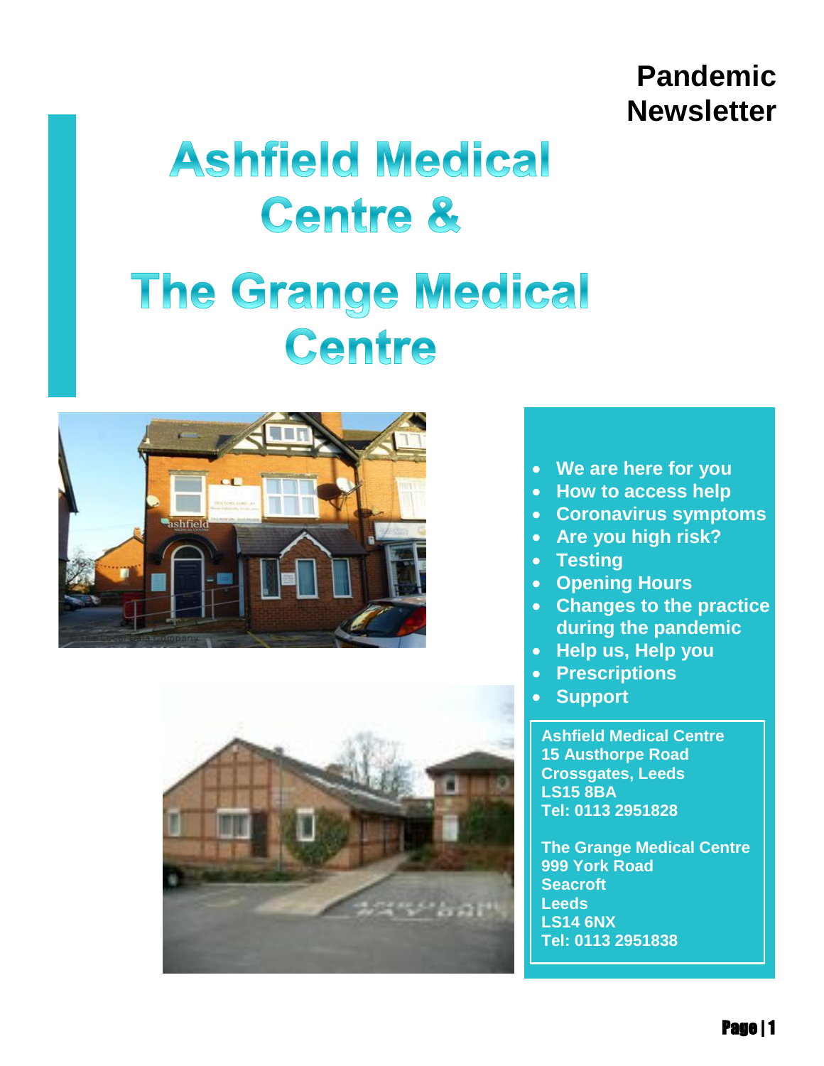**Pandemic Newsletter**

# Ashfield Medical Centre & The Grange Medical Centre

- We are here for you
- How to access help
- Coronavirus symptoms
- Are you high risk?
- Testing
- Opening Hours
- Changes to the practice during the pandemic
- Help us, Help you
- Prescriptions
- Support

**Ashfield Medical Centre**
**15 Austhorpe Road**
**Crossgates, Leeds**
**LS15 8BA**
**Tel: 0113 2951828**

**The Grange Medical Centre**
**999 York Road**
**Seacroft**
**Leeds**
**LS14 6NX**
**Tel: 0113 2951838**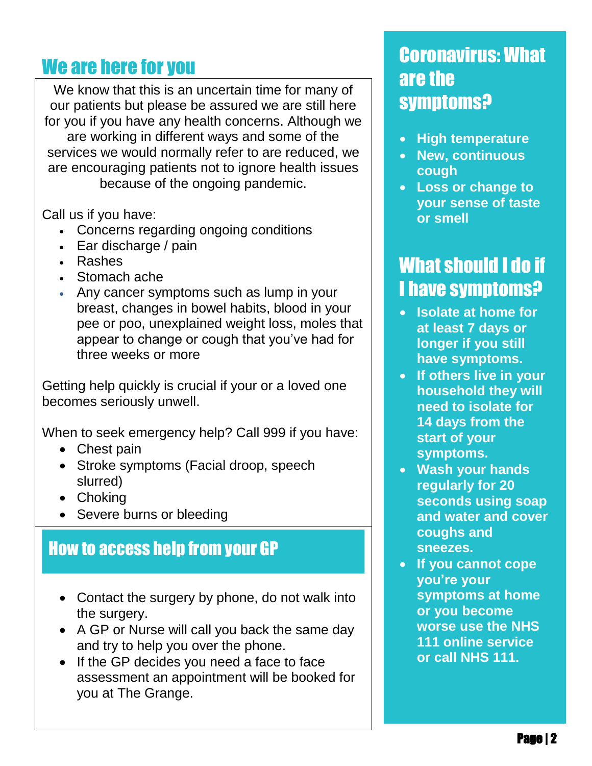## We are here for you

We know that this is an uncertain time for many of our patients but please be assured we are still here for you if you have any health concerns. Although we are working in different ways and some of the services we would normally refer to are reduced, we are encouraging patients not to ignore health issues because of the ongoing pandemic.

Call us if you have:

- Concerns regarding ongoing conditions
- Ear discharge / pain
- Rashes
- Stomach ache
- Any cancer symptoms such as lump in your breast, changes in bowel habits, blood in your pee or poo, unexplained weight loss, moles that appear to change or cough that you've had for three weeks or more

Getting help quickly is crucial if your or a loved one becomes seriously unwell.

When to seek emergency help? Call 999 if you have:

- Chest pain
- Stroke symptoms (Facial droop, speech slurred)
- Choking
- Severe burns or bleeding

## How to access help from your GP

- Contact the surgery by phone, do not walk into the surgery.
- A GP or Nurse will call you back the same day and try to help you over the phone.
- If the GP decides you need a face to face assessment an appointment will be booked for you at The Grange.

## Coronavirus: What are the symptoms?

- **High temperature**
- **New, continuous cough**
- **Loss or change to your sense of taste or smell**

## What should I do if I have symptoms?

- **Isolate at home for at least 7 days or longer if you still have symptoms.**
- **If others live in your household they will need to isolate for 14 days from the start of your symptoms.**
- **Wash your hands regularly for 20 seconds using soap and water and cover coughs and sneezes.**
- **If you cannot cope you're your symptoms at home or you become worse use the NHS 111 online service or call NHS 111.**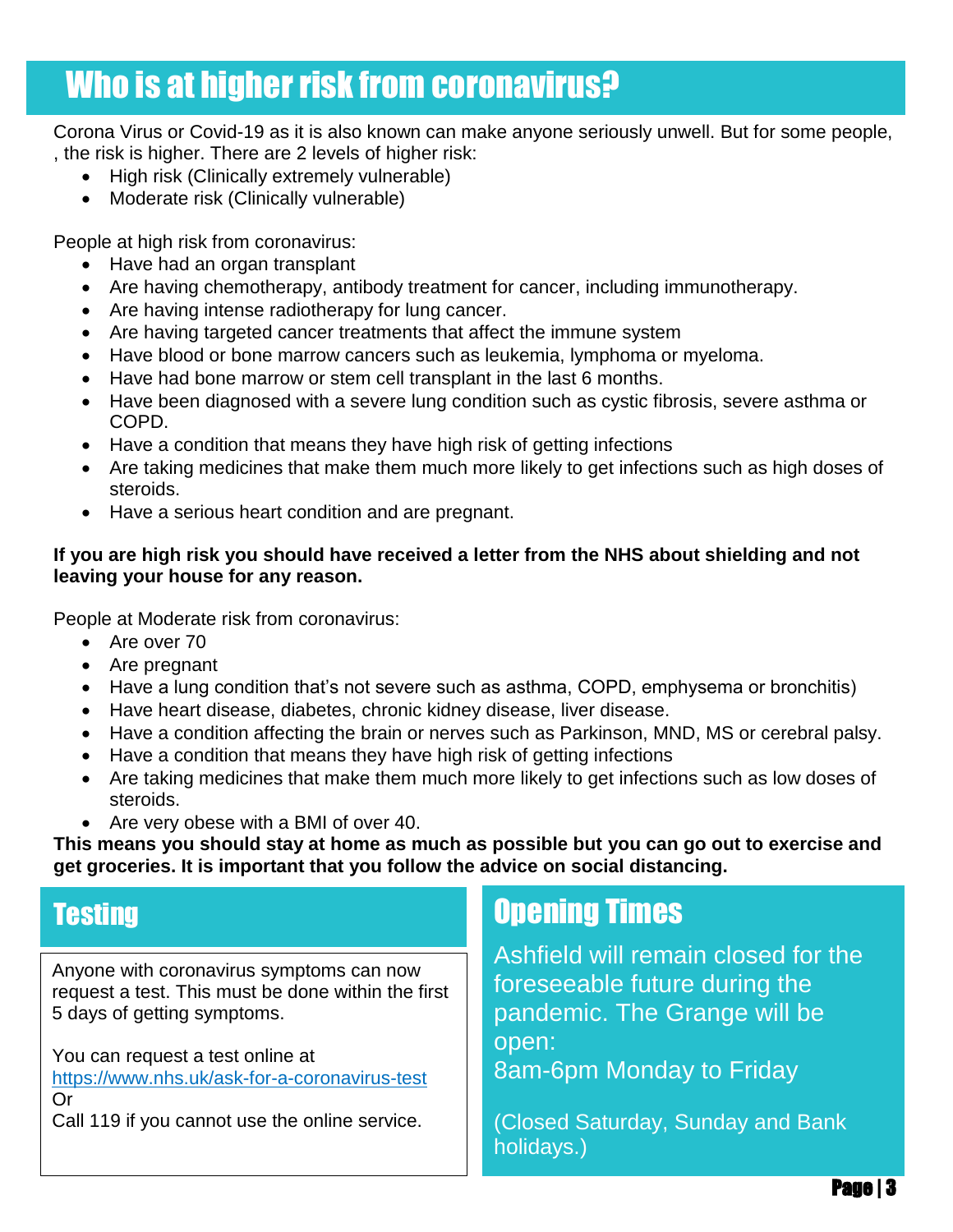# Who is at higher risk from coronavirus?

Corona Virus or Covid-19 as it is also known can make anyone seriously unwell. But for some people, , the risk is higher. There are 2 levels of higher risk:

- High risk (Clinically extremely vulnerable)
- Moderate risk (Clinically vulnerable)

People at high risk from coronavirus:

- Have had an organ transplant
- Are having chemotherapy, antibody treatment for cancer, including immunotherapy.
- Are having intense radiotherapy for lung cancer.
- Are having targeted cancer treatments that affect the immune system
- Have blood or bone marrow cancers such as leukemia, lymphoma or myeloma.
- Have had bone marrow or stem cell transplant in the last 6 months.
- Have been diagnosed with a severe lung condition such as cystic fibrosis, severe asthma or COPD.
- Have a condition that means they have high risk of getting infections
- Are taking medicines that make them much more likely to get infections such as high doses of steroids.
- Have a serious heart condition and are pregnant.

**If you are high risk you should have received a letter from the NHS about shielding and not leaving your house for any reason.**

People at Moderate risk from coronavirus:

- Are over 70
- Are pregnant
- Have a lung condition that's not severe such as asthma, COPD, emphysema or bronchitis)
- Have heart disease, diabetes, chronic kidney disease, liver disease.
- Have a condition affecting the brain or nerves such as Parkinson, MND, MS or cerebral palsy.
- Have a condition that means they have high risk of getting infections
- Are taking medicines that make them much more likely to get infections such as low doses of steroids.
- Are very obese with a BMI of over 40.

**This means you should stay at home as much as possible but you can go out to exercise and get groceries. It is important that you follow the advice on social distancing.**

## Testing

Anyone with coronavirus symptoms can now request a test. This must be done within the first 5 days of getting symptoms.

You can request a test online at
https://www.nhs.uk/ask-for-a-coronavirus-test
Or
Call 119 if you cannot use the online service.

## Opening Times

Ashfield will remain closed for the foreseeable future during the pandemic. The Grange will be open:
8am-6pm Monday to Friday

(Closed Saturday, Sunday and Bank holidays.)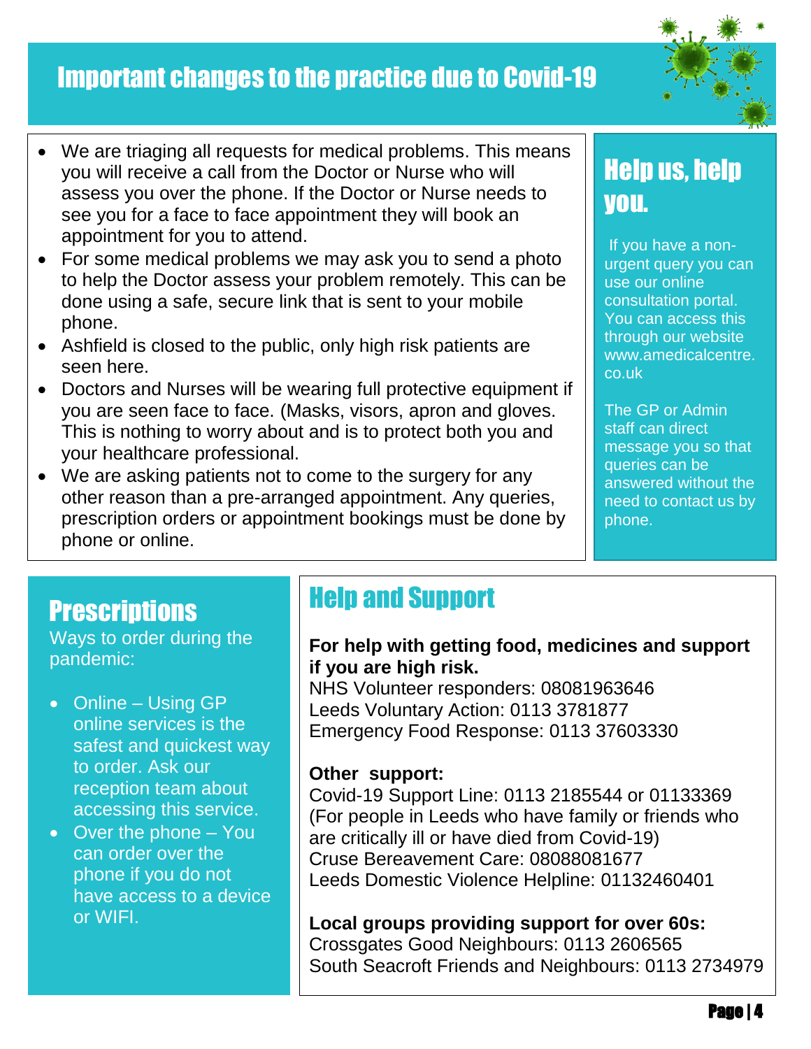# Important changes to the practice due to Covid-19

- We are triaging all requests for medical problems. This means you will receive a call from the Doctor or Nurse who will assess you over the phone. If the Doctor or Nurse needs to see you for a face to face appointment they will book an appointment for you to attend.
- For some medical problems we may ask you to send a photo to help the Doctor assess your problem remotely. This can be done using a safe, secure link that is sent to your mobile phone.
- Ashfield is closed to the public, only high risk patients are seen here.
- Doctors and Nurses will be wearing full protective equipment if you are seen face to face. (Masks, visors, apron and gloves. This is nothing to worry about and is to protect both you and your healthcare professional.
- We are asking patients not to come to the surgery for any other reason than a pre-arranged appointment. Any queries, prescription orders or appointment bookings must be done by phone or online.

## Help us, help you.

If you have a non-urgent query you can use our online consultation portal. You can access this through our website www.amedicalcentre.co.uk

The GP or Admin staff can direct message you so that queries can be answered without the need to contact us by phone.

## Prescriptions

Ways to order during the pandemic:

- Online – Using GP online services is the safest and quickest way to order. Ask our reception team about accessing this service.
- Over the phone – You can order over the phone if you do not have access to a device or WIFI.

## Help and Support

**For help with getting food, medicines and support if you are high risk.**
NHS Volunteer responders: 08081963646
Leeds Voluntary Action: 0113 3781877
Emergency Food Response: 0113 37603330

**Other support:**
Covid-19 Support Line: 0113 2185544 or 01133369
(For people in Leeds who have family or friends who are critically ill or have died from Covid-19)
Cruse Bereavement Care: 08088081677
Leeds Domestic Violence Helpline: 01132460401

**Local groups providing support for over 60s:**
Crossgates Good Neighbours: 0113 2606565
South Seacroft Friends and Neighbours: 0113 2734979